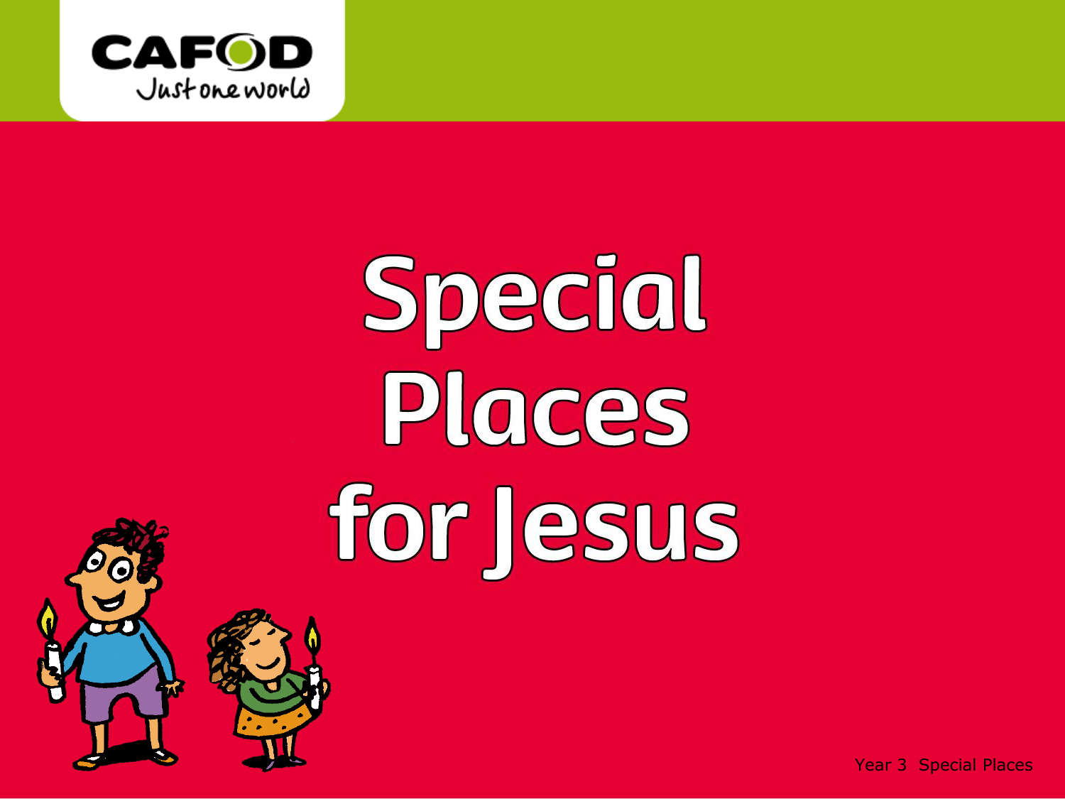CAFOD
Just one world

# Special Places for Jesus

Year 3 Special Places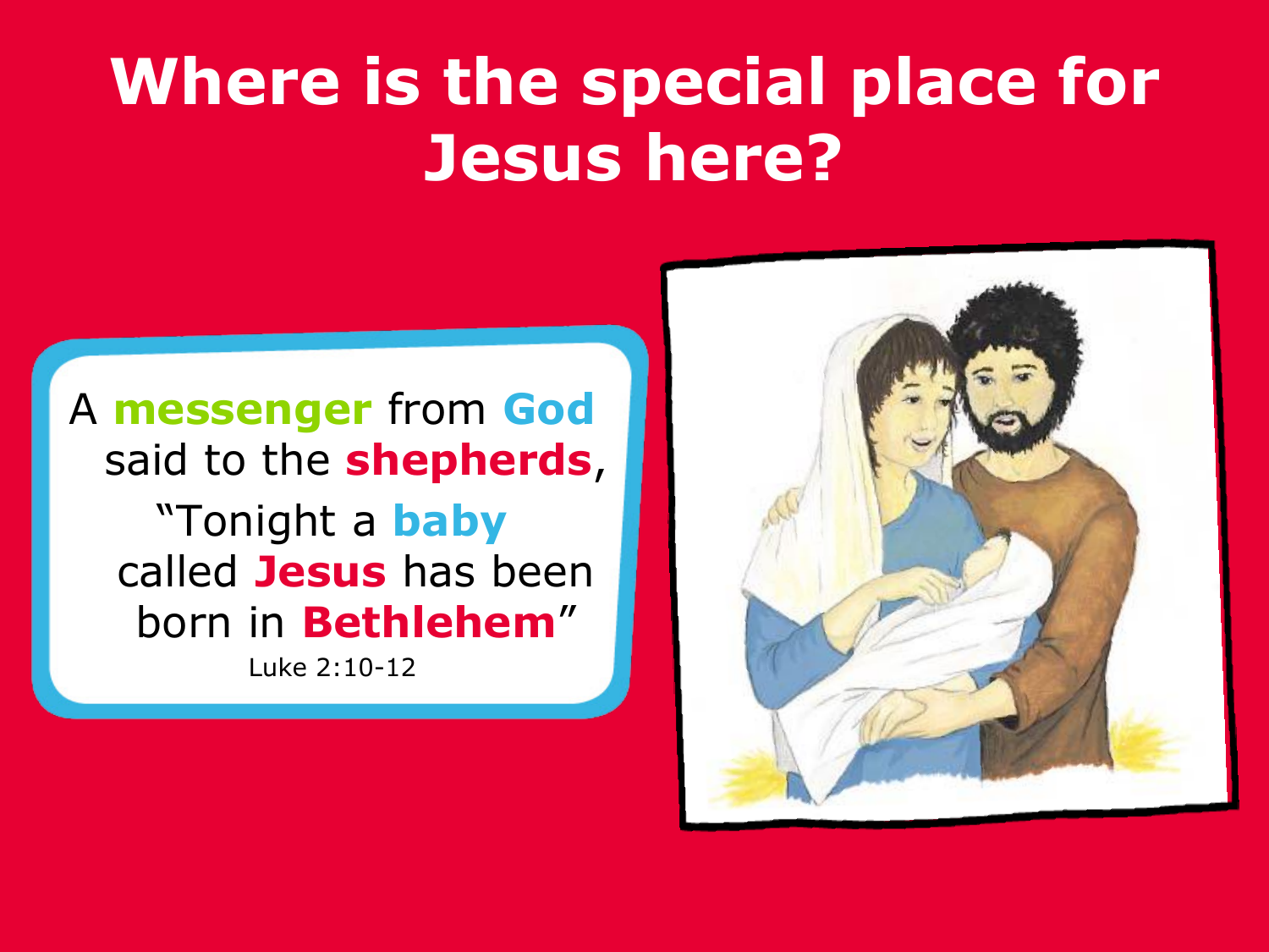# Where is the special place for Jesus here?

A **messenger** from **God** said to the **shepherds**,

"Tonight a **baby** called **Jesus** has been born in **Bethlehem**"

Luke 2:10-12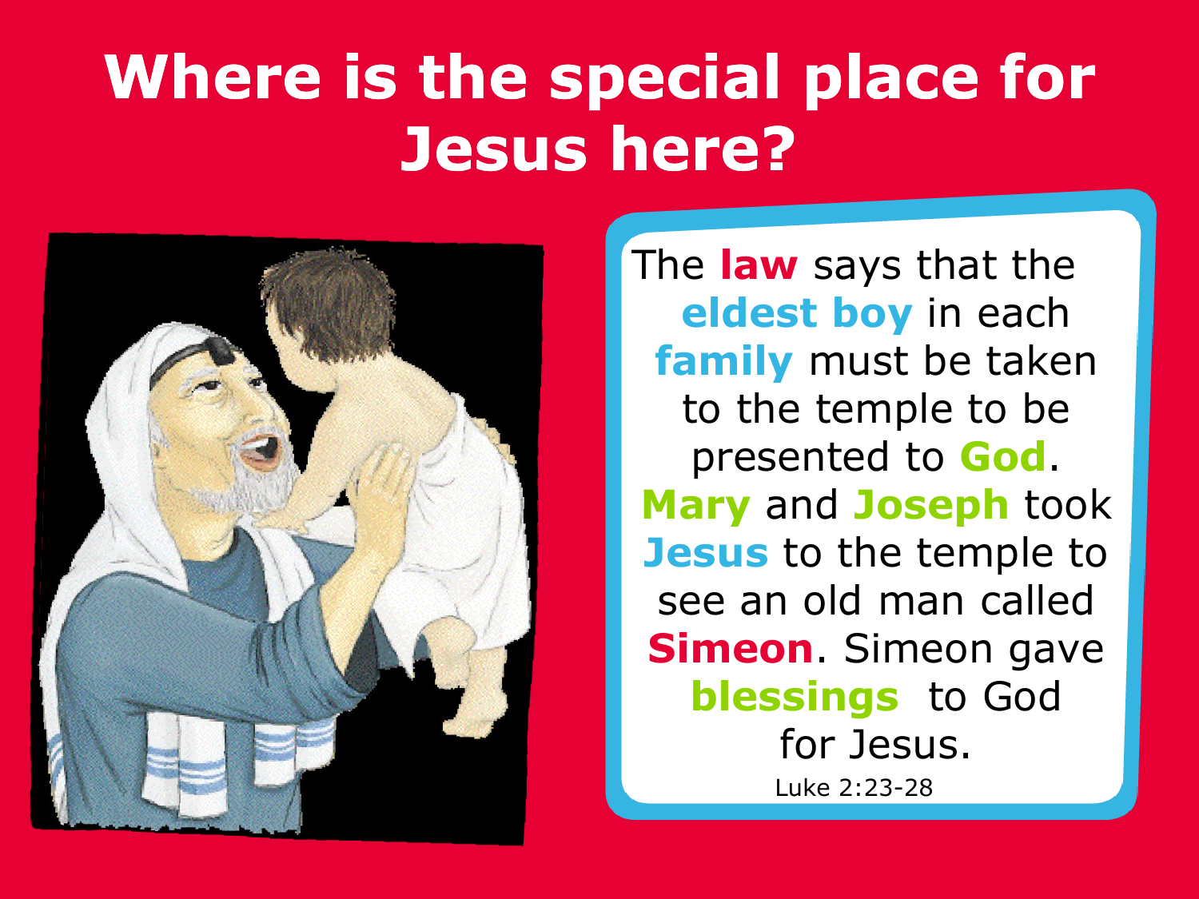# Where is the special place for Jesus here?

The **law** says that the **eldest boy** in each **family** must be taken to the temple to be presented to **God**. **Mary** and **Joseph** took **Jesus** to the temple to see an old man called **Simeon**. Simeon gave **blessings** to God for Jesus.

Luke 2:23-28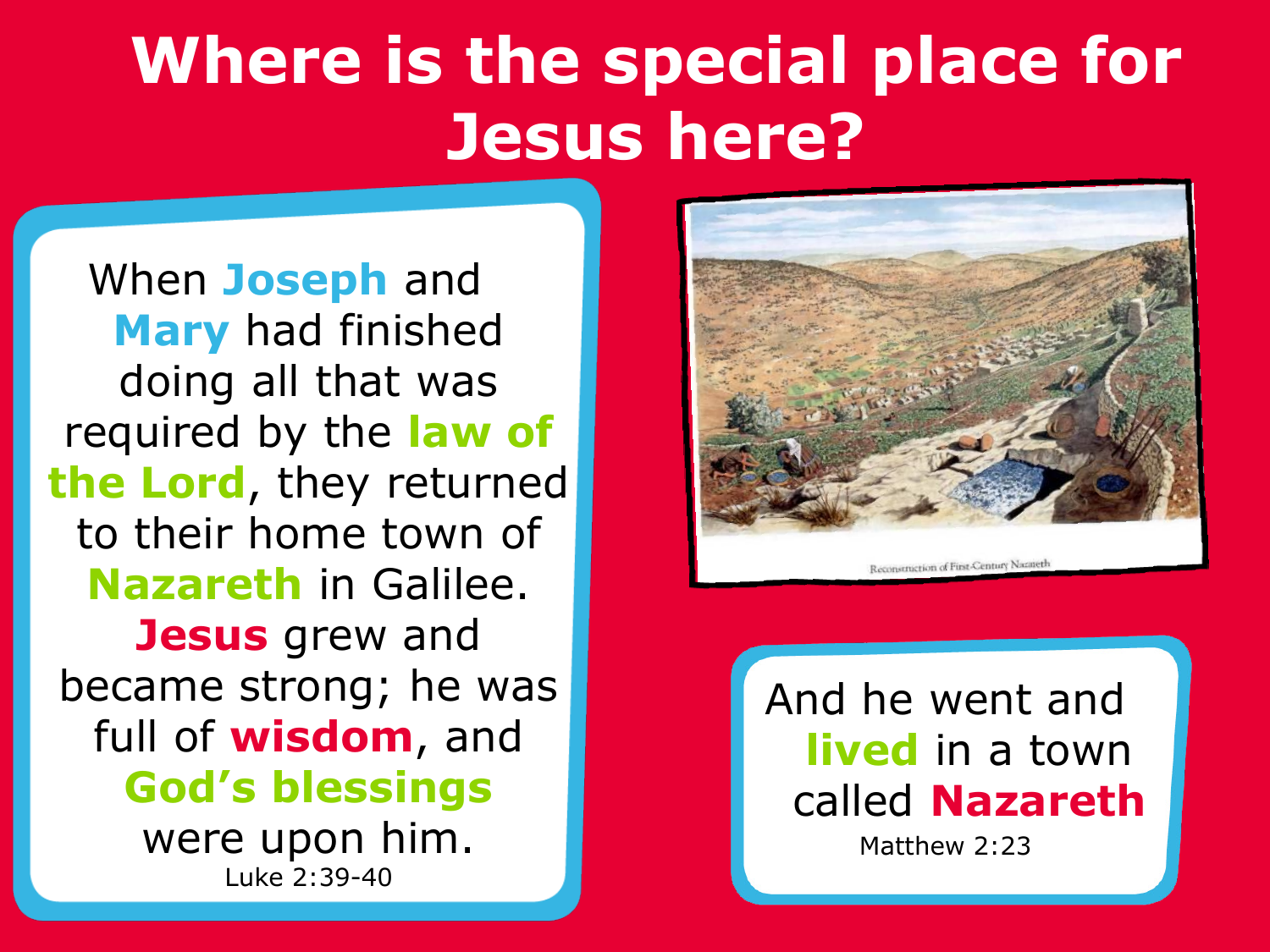# Where is the special place for Jesus here?

When **Joseph** and **Mary** had finished doing all that was required by the **law of the Lord**, they returned to their home town of **Nazareth** in Galilee. **Jesus** grew and became strong; he was full of **wisdom**, and **God's blessings** were upon him.

Luke 2:39-40

Reconstruction of First-Century Nazareth

And he went and **lived** in a town called **Nazareth**

Matthew 2:23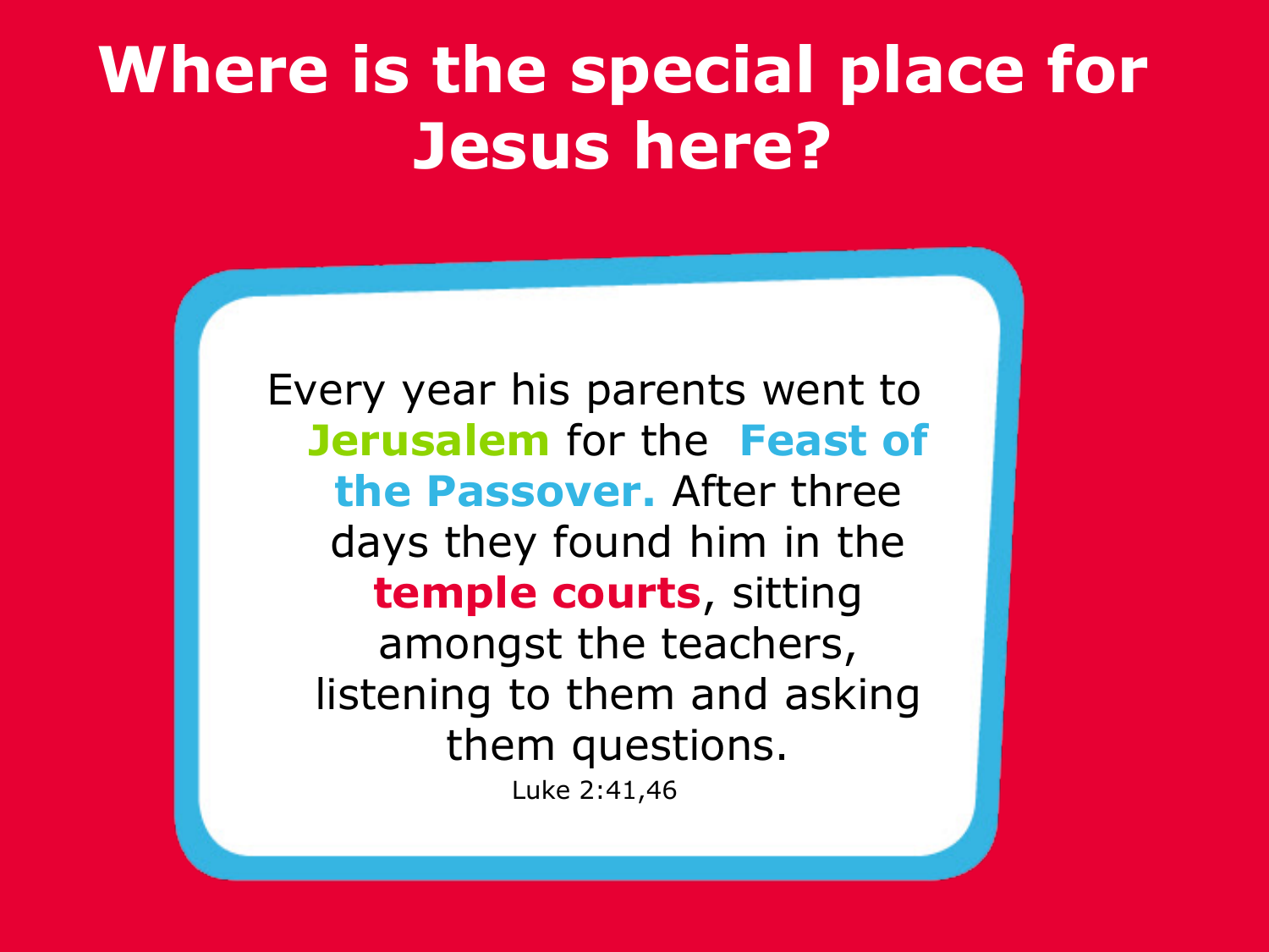# Where is the special place for Jesus here?

Every year his parents went to **Jerusalem** for the **Feast of the Passover.** After three days they found him in the **temple courts**, sitting amongst the teachers, listening to them and asking them questions.

Luke 2:41,46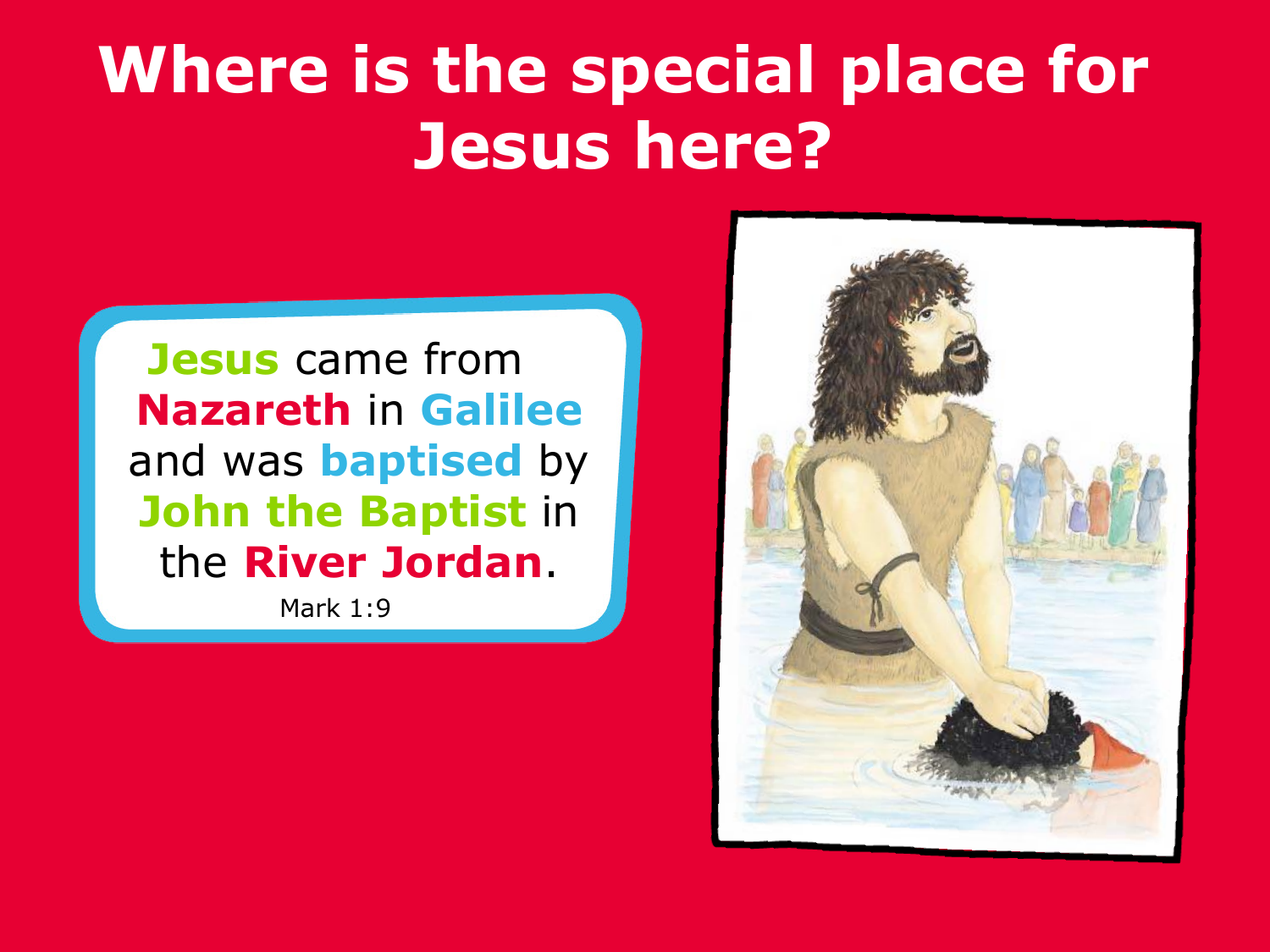# Where is the special place for Jesus here?

**Jesus** came from **Nazareth** in **Galilee** and was **baptised** by **John the Baptist** in the **River Jordan**.

Mark 1:9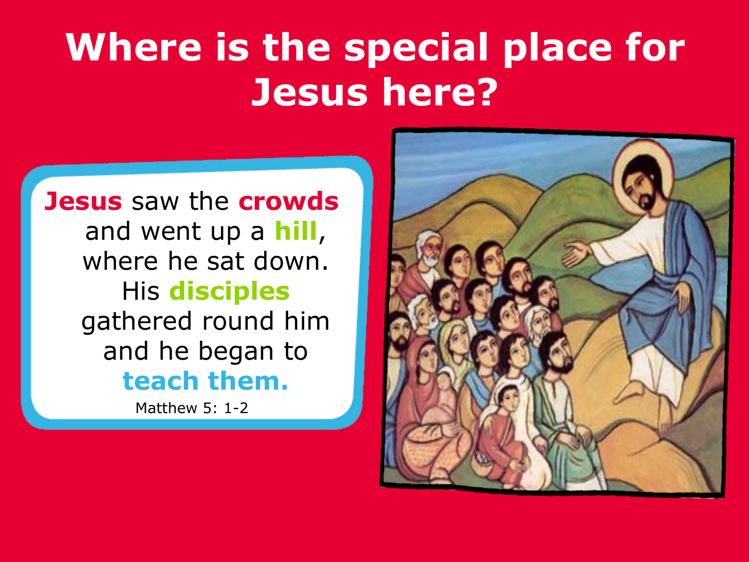# Where is the special place for Jesus here?

**Jesus** saw the **crowds** and went up a **hill**, where he sat down. His **disciples** gathered round him and he began to **teach them.**

Matthew 5: 1-2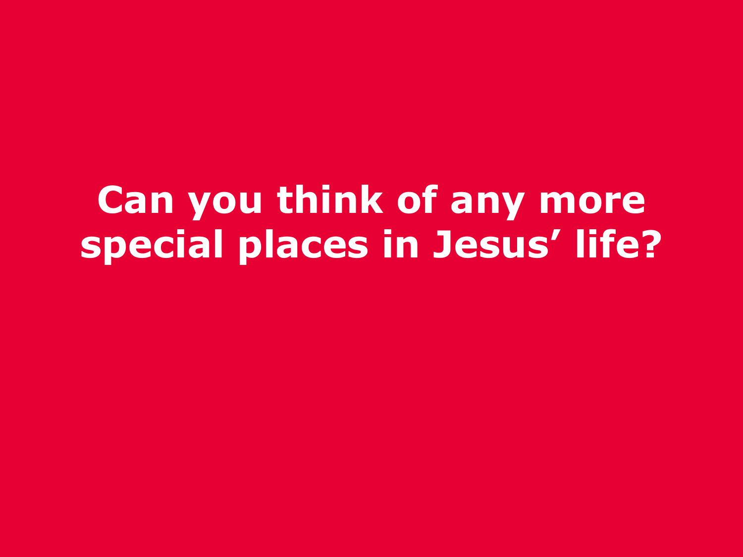**Can you think of any more special places in Jesus’ life?**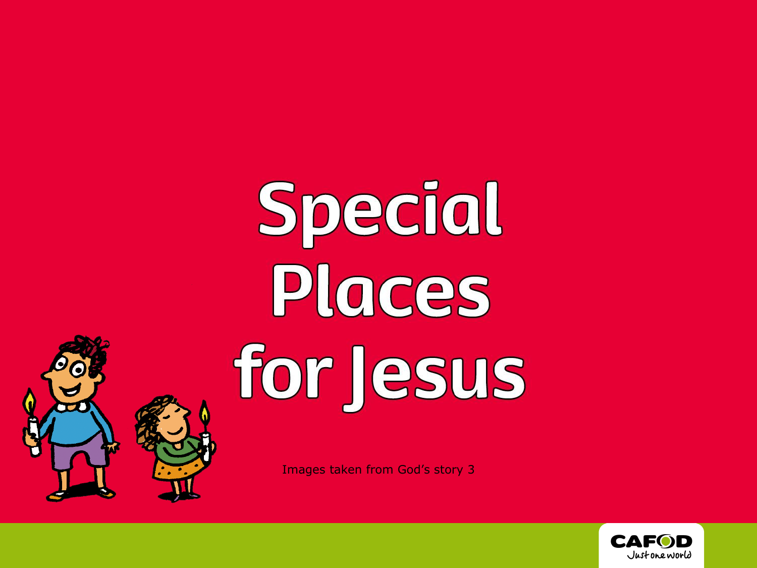# Special Places for Jesus

Images taken from God's story 3

CAFOD
Just one world